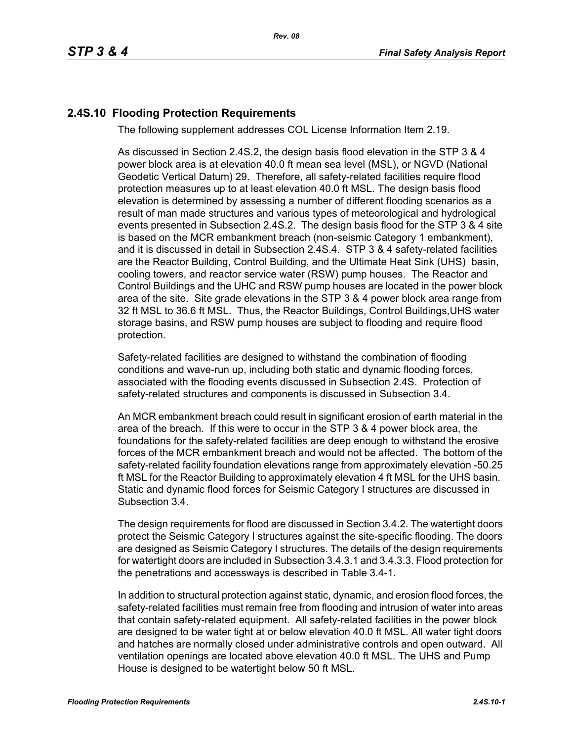## 2.4S.10 Flooding Protection Requirements

The following supplement addresses COL License Information Item 2.19.

As discussed in Section 2.4S.2, the design basis flood elevation in the STP 3 & 4 power block area is at elevation 40.0 ft mean sea level (MSL), or NGVD (National Geodetic Vertical Datum) 29. Therefore, all safety-related facilities require flood protection measures up to at least elevation 40.0 ft MSL. The design basis flood elevation is determined by assessing a number of different flooding scenarios as a result of man made structures and various types of meteorological and hydrological events presented in Subsection 2.4S.2. The design basis flood for the STP 3 & 4 site is based on the MCR embankment breach (non-seismic Category 1 embankment), and it is discussed in detail in Subsection 2.4S.4. STP 3 & 4 safety-related facilities are the Reactor Building, Control Building, and the Ultimate Heat Sink (UHS) basin, cooling towers, and reactor service water (RSW) pump houses. The Reactor and Control Buildings and the UHC and RSW pump houses are located in the power block area of the site. Site grade elevations in the STP 3 & 4 power block area range from 32 ft MSL to 36.6 ft MSL. Thus, the Reactor Buildings, Control Buildings,UHS water storage basins, and RSW pump houses are subject to flooding and require flood protection.

Safety-related facilities are designed to withstand the combination of flooding conditions and wave-run up, including both static and dynamic flooding forces, associated with the flooding events discussed in Subsection 2.4S. Protection of safety-related structures and components is discussed in Subsection 3.4.

An MCR embankment breach could result in significant erosion of earth material in the area of the breach. If this were to occur in the STP 3 & 4 power block area, the foundations for the safety-related facilities are deep enough to withstand the erosive forces of the MCR embankment breach and would not be affected. The bottom of the safety-related facility foundation elevations range from approximately elevation -50.25 ft MSL for the Reactor Building to approximately elevation 4 ft MSL for the UHS basin. Static and dynamic flood forces for Seismic Category I structures are discussed in Subsection 3.4.

The design requirements for flood are discussed in Section 3.4.2. The watertight doors protect the Seismic Category I structures against the site-specific flooding. The doors are designed as Seismic Category I structures. The details of the design requirements for watertight doors are included in Subsection 3.4.3.1 and 3.4.3.3. Flood protection for the penetrations and accessways is described in Table 3.4-1.

In addition to structural protection against static, dynamic, and erosion flood forces, the safety-related facilities must remain free from flooding and intrusion of water into areas that contain safety-related equipment. All safety-related facilities in the power block are designed to be water tight at or below elevation 40.0 ft MSL. All water tight doors and hatches are normally closed under administrative controls and open outward. All ventilation openings are located above elevation 40.0 ft MSL. The UHS and Pump House is designed to be watertight below 50 ft MSL.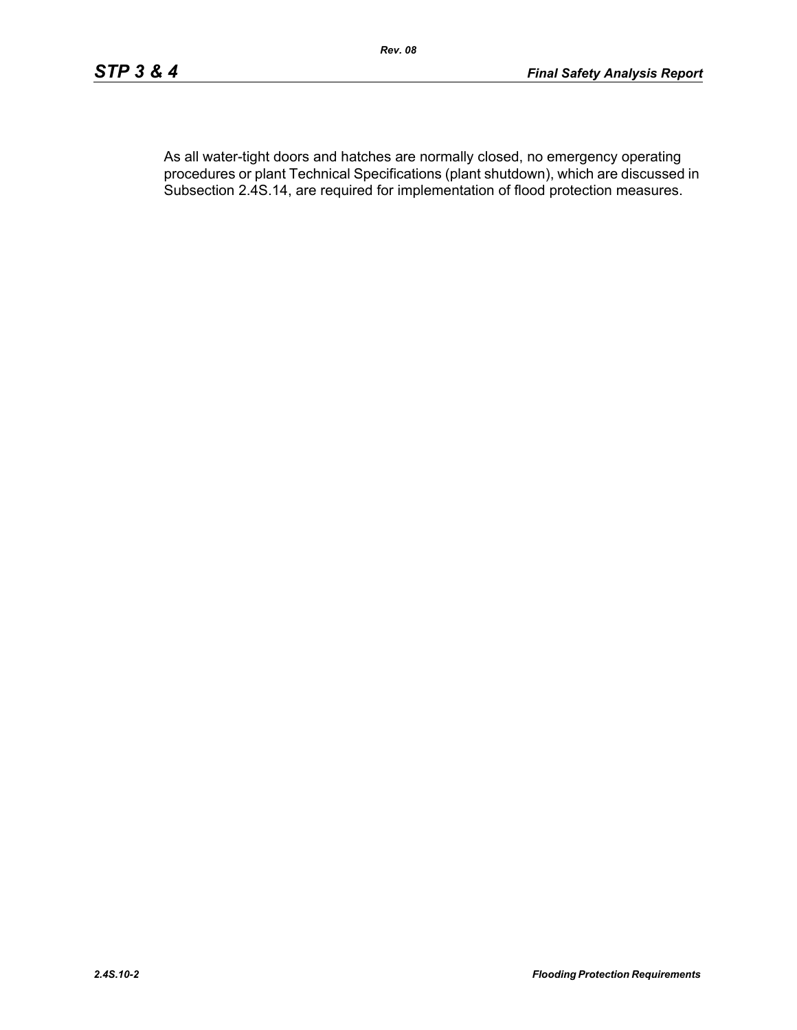As all water-tight doors and hatches are normally closed, no emergency operating procedures or plant Technical Specifications (plant shutdown), which are discussed in Subsection 2.4S.14, are required for implementation of flood protection measures.